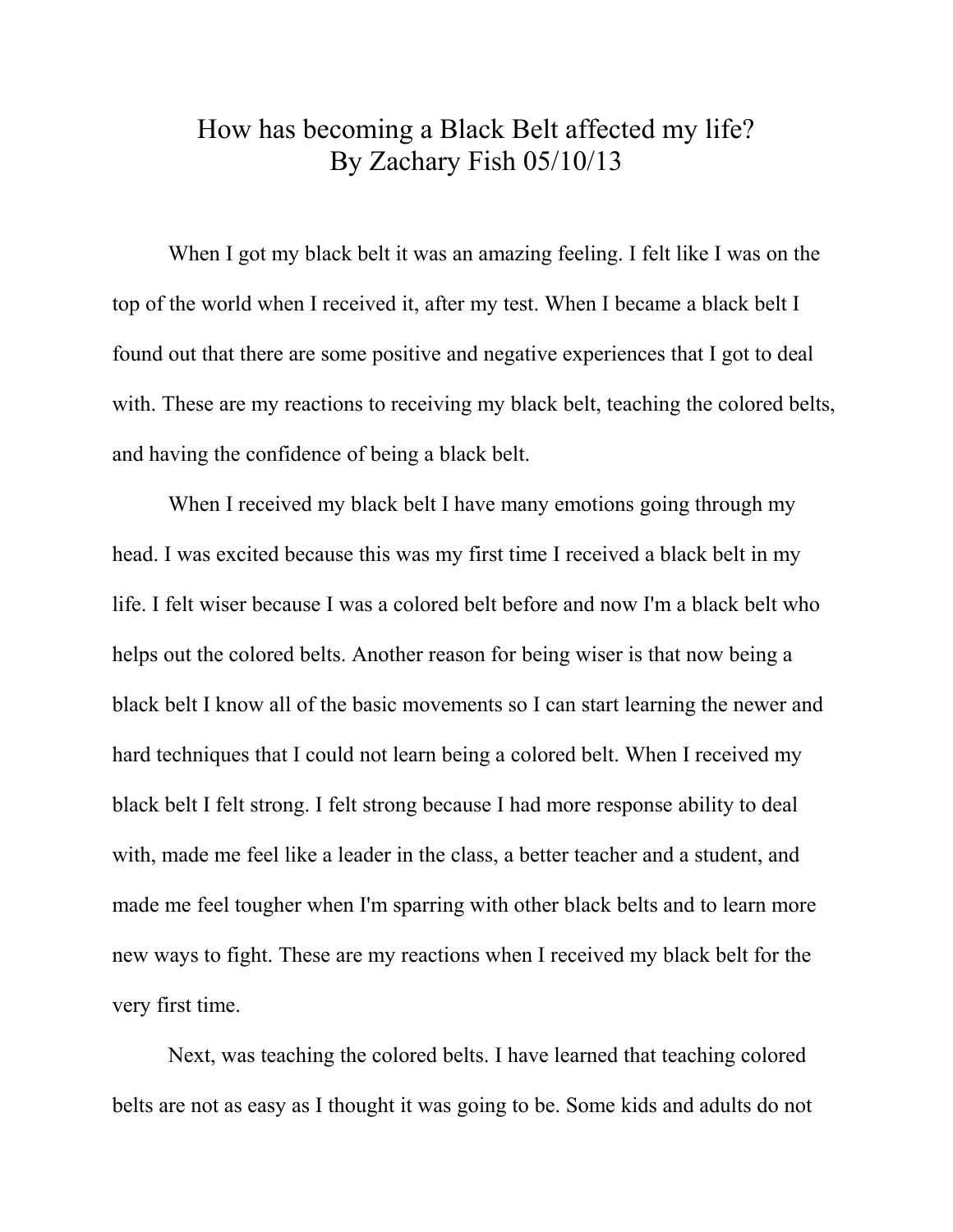# How has becoming a Black Belt affected my life?
By Zachary Fish 05/10/13

When I got my black belt it was an amazing feeling. I felt like I was on the top of the world when I received it, after my test. When I became a black belt I found out that there are some positive and negative experiences that I got to deal with. These are my reactions to receiving my black belt, teaching the colored belts, and having the confidence of being a black belt.

When I received my black belt I have many emotions going through my head. I was excited because this was my first time I received a black belt in my life. I felt wiser because I was a colored belt before and now I'm a black belt who helps out the colored belts. Another reason for being wiser is that now being a black belt I know all of the basic movements so I can start learning the newer and hard techniques that I could not learn being a colored belt. When I received my black belt I felt strong. I felt strong because I had more response ability to deal with, made me feel like a leader in the class, a better teacher and a student, and made me feel tougher when I'm sparring with other black belts and to learn more new ways to fight. These are my reactions when I received my black belt for the very first time.

Next, was teaching the colored belts. I have learned that teaching colored belts are not as easy as I thought it was going to be. Some kids and adults do not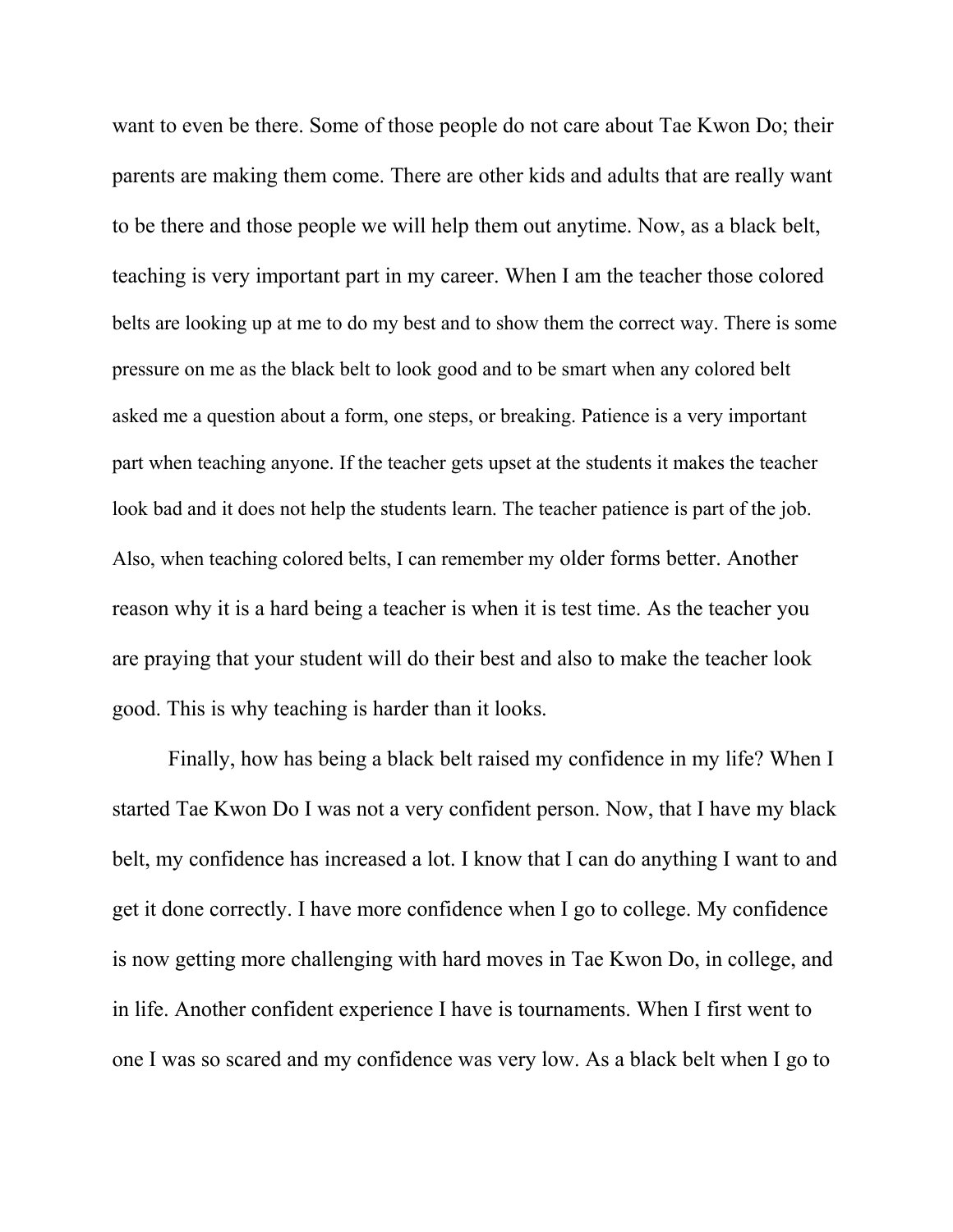want to even be there. Some of those people do not care about Tae Kwon Do; their parents are making them come. There are other kids and adults that are really want to be there and those people we will help them out anytime. Now, as a black belt, teaching is very important part in my career. When I am the teacher those colored belts are looking up at me to do my best and to show them the correct way. There is some pressure on me as the black belt to look good and to be smart when any colored belt asked me a question about a form, one steps, or breaking. Patience is a very important part when teaching anyone. If the teacher gets upset at the students it makes the teacher look bad and it does not help the students learn. The teacher patience is part of the job. Also, when teaching colored belts, I can remember my older forms better. Another reason why it is a hard being a teacher is when it is test time. As the teacher you are praying that your student will do their best and also to make the teacher look good. This is why teaching is harder than it looks.

Finally, how has being a black belt raised my confidence in my life? When I started Tae Kwon Do I was not a very confident person. Now, that I have my black belt, my confidence has increased a lot. I know that I can do anything I want to and get it done correctly. I have more confidence when I go to college. My confidence is now getting more challenging with hard moves in Tae Kwon Do, in college, and in life. Another confident experience I have is tournaments. When I first went to one I was so scared and my confidence was very low. As a black belt when I go to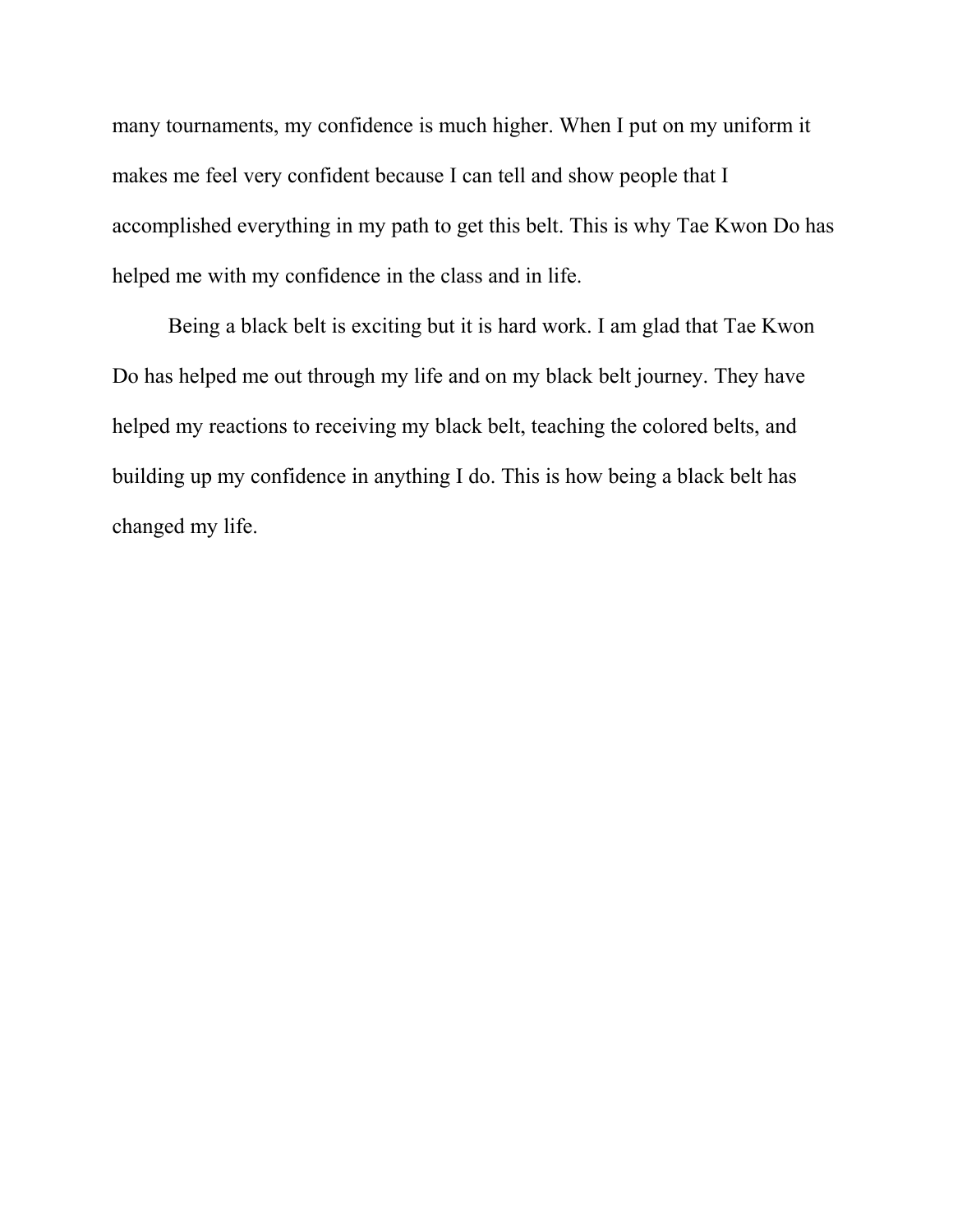many tournaments, my confidence is much higher. When I put on my uniform it makes me feel very confident because I can tell and show people that I accomplished everything in my path to get this belt. This is why Tae Kwon Do has helped me with my confidence in the class and in life.

Being a black belt is exciting but it is hard work. I am glad that Tae Kwon Do has helped me out through my life and on my black belt journey. They have helped my reactions to receiving my black belt, teaching the colored belts, and building up my confidence in anything I do. This is how being a black belt has changed my life.